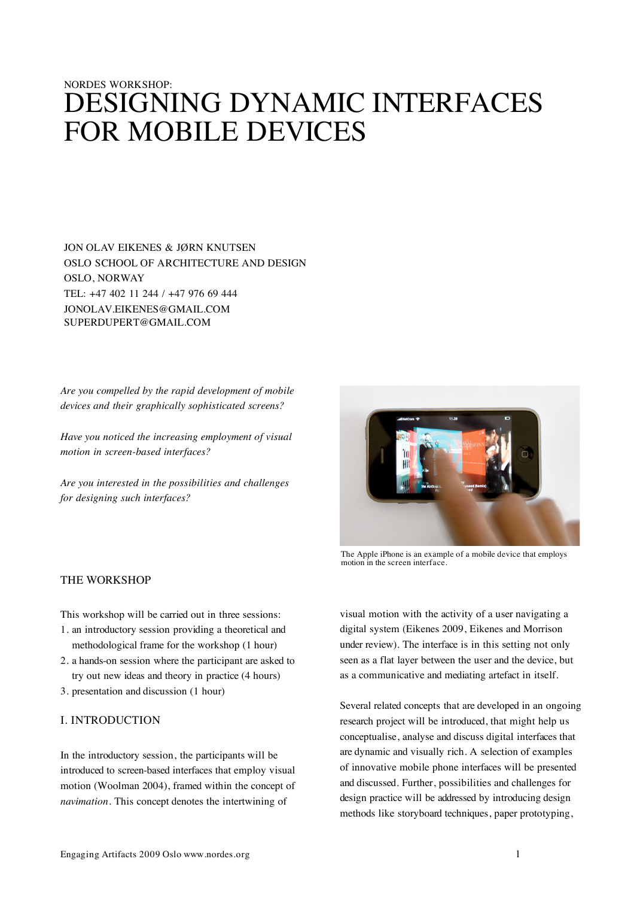NORDES WORKSHOP:

# DESIGNING DYNAMIC INTERFACES FOR MOBILE DEVICES

JON OLAV EIKENES & JØRN KNUTSEN
OSLO SCHOOL OF ARCHITECTURE AND DESIGN
OSLO, NORWAY
TEL: +47 402 11 244 / +47 976 69 444
JONOLAV.EIKENES@GMAIL.COM
SUPERDUPERT@GMAIL.COM

*Are you compelled by the rapid development of mobile devices and their graphically sophisticated screens?*

*Have you noticed the increasing employment of visual motion in screen-based interfaces?*

*Are you interested in the possibilities and challenges for designing such interfaces?*

The Apple iPhone is an example of a mobile device that employs motion in the screen interface.

## THE WORKSHOP

This workshop will be carried out in three sessions:

1. an introductory session providing a theoretical and methodological frame for the workshop (1 hour)
2. a hands-on session where the participant are asked to try out new ideas and theory in practice (4 hours)
3. presentation and discussion (1 hour)

## I. INTRODUCTION

In the introductory session, the participants will be introduced to screen-based interfaces that employ visual motion (Woolman 2004), framed within the concept of *navimation*. This concept denotes the intertwining of visual motion with the activity of a user navigating a digital system (Eikenes 2009, Eikenes and Morrison under review). The interface is in this setting not only seen as a flat layer between the user and the device, but as a communicative and mediating artefact in itself.

Several related concepts that are developed in an ongoing research project will be introduced, that might help us conceptualise, analyse and discuss digital interfaces that are dynamic and visually rich. A selection of examples of innovative mobile phone interfaces will be presented and discussed. Further, possibilities and challenges for design practice will be addressed by introducing design methods like storyboard techniques, paper prototyping,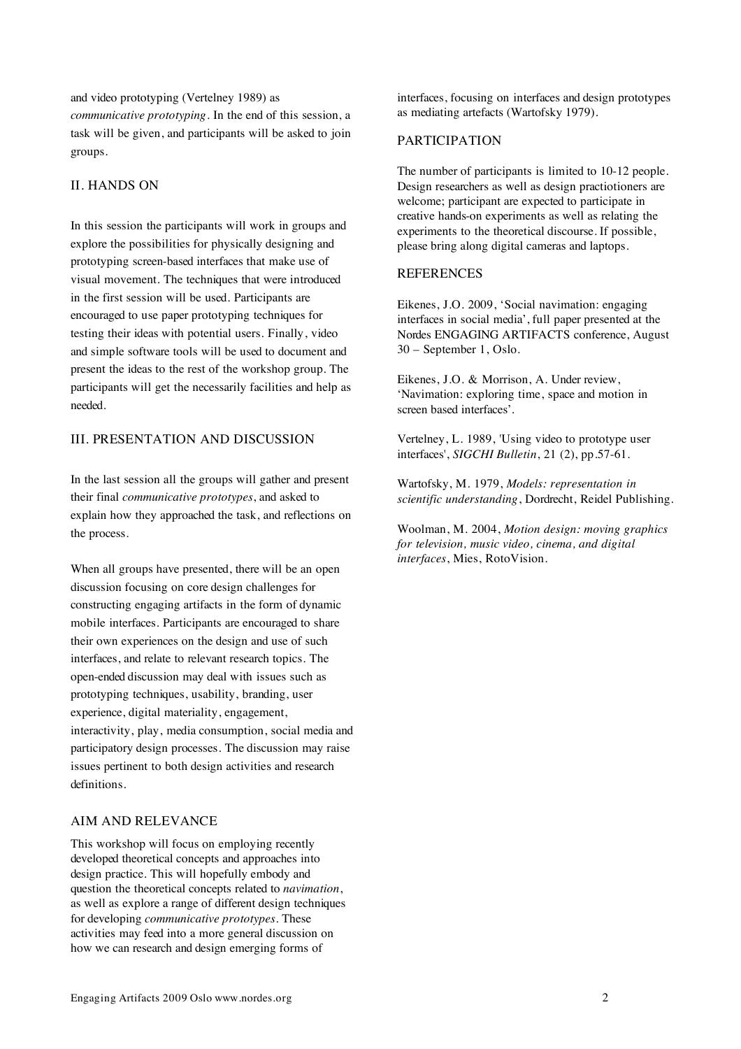and video prototyping (Vertelney 1989) as *communicative prototyping*. In the end of this session, a task will be given, and participants will be asked to join groups.

## II. HANDS ON

In this session the participants will work in groups and explore the possibilities for physically designing and prototyping screen-based interfaces that make use of visual movement. The techniques that were introduced in the first session will be used. Participants are encouraged to use paper prototyping techniques for testing their ideas with potential users. Finally, video and simple software tools will be used to document and present the ideas to the rest of the workshop group. The participants will get the necessarily facilities and help as needed.

## III. PRESENTATION AND DISCUSSION

In the last session all the groups will gather and present their final *communicative prototypes*, and asked to explain how they approached the task, and reflections on the process.

When all groups have presented, there will be an open discussion focusing on core design challenges for constructing engaging artifacts in the form of dynamic mobile interfaces. Participants are encouraged to share their own experiences on the design and use of such interfaces, and relate to relevant research topics. The open-ended discussion may deal with issues such as prototyping techniques, usability, branding, user experience, digital materiality, engagement, interactivity, play, media consumption, social media and participatory design processes. The discussion may raise issues pertinent to both design activities and research definitions.

## AIM AND RELEVANCE

This workshop will focus on employing recently developed theoretical concepts and approaches into design practice. This will hopefully embody and question the theoretical concepts related to *navimation*, as well as explore a range of different design techniques for developing *communicative prototypes*. These activities may feed into a more general discussion on how we can research and design emerging forms of interfaces, focusing on interfaces and design prototypes as mediating artefacts (Wartofsky 1979).

## PARTICIPATION

The number of participants is limited to 10-12 people. Design researchers as well as design practiotioners are welcome; participant are expected to participate in creative hands-on experiments as well as relating the experiments to the theoretical discourse. If possible, please bring along digital cameras and laptops.

## REFERENCES

Eikenes, J.O. 2009, 'Social navimation: engaging interfaces in social media', full paper presented at the Nordes ENGAGING ARTIFACTS conference, August 30 – September 1, Oslo.

Eikenes, J.O. & Morrison, A. Under review, 'Navimation: exploring time, space and motion in screen based interfaces'.

Vertelney, L. 1989, 'Using video to prototype user interfaces', *SIGCHI Bulletin*, 21 (2), pp.57-61.

Wartofsky, M. 1979, *Models: representation in scientific understanding*, Dordrecht, Reidel Publishing.

Woolman, M. 2004, *Motion design: moving graphics for television, music video, cinema, and digital interfaces*, Mies, RotoVision.